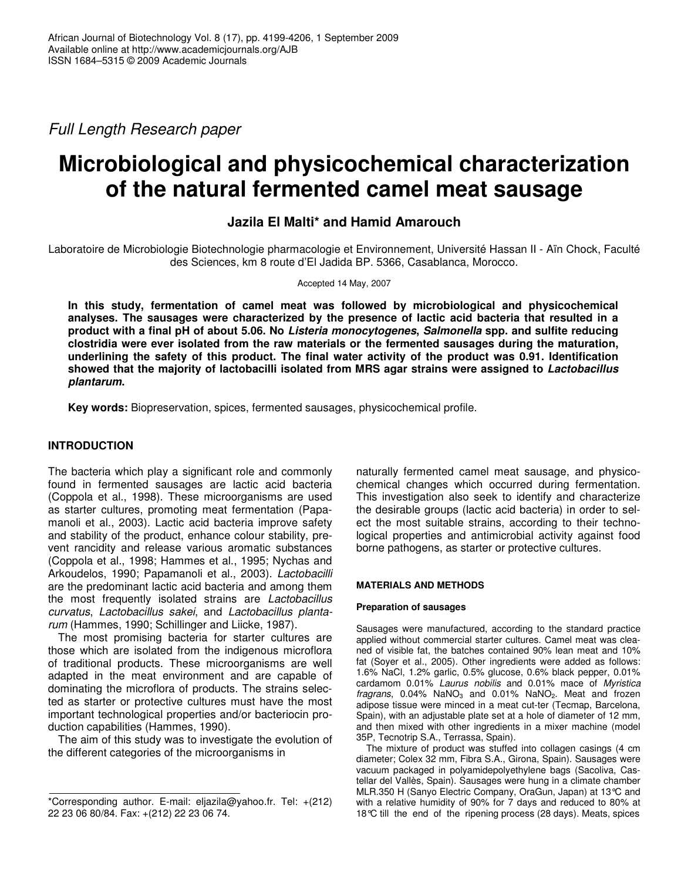*Full Length Research paper*

# Microbiological and physicochemical characterization of the natural fermented camel meat sausage

**Jazila El Malti\* and Hamid Amarouch**

Laboratoire de Microbiologie Biotechnologie pharmacologie et Environnement, Université Hassan II - Aïn Chock, Faculté des Sciences, km 8 route d'El Jadida BP. 5366, Casablanca, Morocco.

Accepted 14 May, 2007

**In this study, fermentation of camel meat was followed by microbiological and physicochemical analyses. The sausages were characterized by the presence of lactic acid bacteria that resulted in a product with a final pH of about 5.06. No *Listeria monocytogenes, Salmonella* spp. and sulfite reducing clostridia were ever isolated from the raw materials or the fermented sausages during the maturation, underlining the safety of this product. The final water activity of the product was 0.91. Identification showed that the majority of lactobacilli isolated from MRS agar strains were assigned to *Lactobacillus plantarum*.**

**Key words:** Biopreservation, spices, fermented sausages, physicochemical profile.

## INTRODUCTION

The bacteria which play a significant role and commonly found in fermented sausages are lactic acid bacteria (Coppola et al., 1998). These microorganisms are used as starter cultures, promoting meat fermentation (Papamanoli et al., 2003). Lactic acid bacteria improve safety and stability of the product, enhance colour stability, prevent rancidity and release various aromatic substances (Coppola et al., 1998; Hammes et al., 1995; Nychas and Arkoudelos, 1990; Papamanoli et al., 2003). *Lactobacilli* are the predominant lactic acid bacteria and among them the most frequently isolated strains are *Lactobacillus curvatus*, *Lactobacillus sakei*, and *Lactobacillus plantarum* (Hammes, 1990; Schillinger and Liicke, 1987).

The most promising bacteria for starter cultures are those which are isolated from the indigenous microflora of traditional products. These microorganisms are well adapted in the meat environment and are capable of dominating the microflora of products. The strains selected as starter or protective cultures must have the most important technological properties and/or bacteriocin production capabilities (Hammes, 1990).

The aim of this study was to investigate the evolution of the different categories of the microorganisms in naturally fermented camel meat sausage, and physicochemical changes which occurred during fermentation. This investigation also seek to identify and characterize the desirable groups (lactic acid bacteria) in order to select the most suitable strains, according to their technological properties and antimicrobial activity against food borne pathogens, as starter or protective cultures.

## MATERIALS AND METHODS

### Preparation of sausages

Sausages were manufactured, according to the standard practice applied without commercial starter cultures. Camel meat was cleaned of visible fat, the batches contained 90% lean meat and 10% fat (Soyer et al., 2005). Other ingredients were added as follows: 1.6% NaCl, 1.2% garlic, 0.5% glucose, 0.6% black pepper, 0.01% cardamom 0.01% *Laurus nobilis* and 0.01% mace of *Myristica fragrans*, 0.04% $NaNO_3$ and 0.01% $NaNO_2$. Meat and frozen adipose tissue were minced in a meat cut-ter (Tecmap, Barcelona, Spain), with an adjustable plate set at a hole of diameter of 12 mm, and then mixed with other ingredients in a mixer machine (model 35P, Tecnotrip S.A., Terrassa, Spain).

The mixture of product was stuffed into collagen casings (4 cm diameter; Colex 32 mm, Fibra S.A., Girona, Spain). Sausages were vacuum packaged in polyamidepolyethylene bags (Sacoliva, Castellar del Vallès, Spain). Sausages were hung in a climate chamber MLR.350 H (Sanyo Electric Company, OraGun, Japan) at 13°C and with a relative humidity of 90% for 7 days and reduced to 80% at 18°C till the end of the ripening process (28 days). Meats, spices

\*Corresponding author. E-mail: eljazila@yahoo.fr. Tel: +(212) 22 23 06 80/84. Fax: +(212) 22 23 06 74.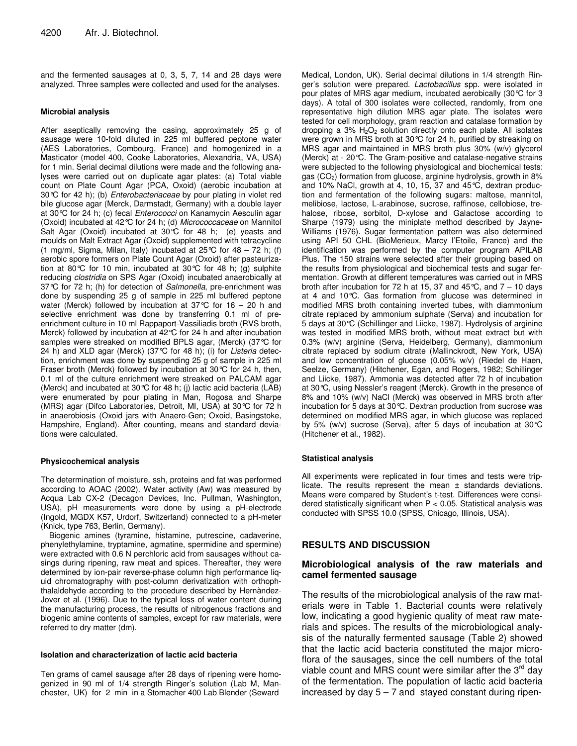and the fermented sausages at 0, 3, 5, 7, 14 and 28 days were analyzed. Three samples were collected and used for the analyses.

### Microbial analysis

After aseptically removing the casing, approximately 25 g of sausage were 10-fold diluted in 225 ml buffered peptone water (AES Laboratories, Combourg, France) and homogenized in a Masticator (model 400, Cooke Laboratories, Alexandria, VA, USA) for 1 min. Serial decimal dilutions were made and the following analyses were carried out on duplicate agar plates: (a) Total viable count on Plate Count Agar (PCA, Oxoid) (aerobic incubation at 30°C for 42 h); (b) *Enterobacteriaceae* by pour plating in violet red bile glucose agar (Merck, Darmstadt, Germany) with a double layer at 30°C for 24 h; (c) fecal *Enterococci* on Kanamycin Aesculin agar (Oxoid) incubated at 42°C for 24 h; (d) *Micrococcaceae* on Mannitol Salt Agar (Oxoid) incubated at 30°C for 48 h; (e) yeasts and moulds on Malt Extract Agar (Oxoid) supplemented with tetracycline (1 mg/ml, Sigma, Milan, Italy) incubated at 25°C for 48 – 72 h; (f) aerobic spore formers on Plate Count Agar (Oxoid) after pasteurization at 80°C for 10 min, incubated at 30°C for 48 h; (g) sulphite reducing *clostridia* on SPS Agar (Oxoid) incubated anaerobically at 37°C for 72 h; (h) for detection of *Salmonella*, pre-enrichment was done by suspending 25 g of sample in 225 ml buffered peptone water (Merck) followed by incubation at 37°C for 16 – 20 h and selective enrichment was done by transferring 0.1 ml of pre-enrichment culture in 10 ml Rappaport-Vassiliadis broth (RVS broth, Merck) followed by incubation at 42°C for 24 h and after incubation samples were streaked on modified BPLS agar, (Merck) (37°C for 24 h) and XLD agar (Merck) (37°C for 48 h); (i) for *Listeria* detection, enrichment was done by suspending 25 g of sample in 225 ml Fraser broth (Merck) followed by incubation at 30°C for 24 h, then, 0.1 ml of the culture enrichment were streaked on PALCAM agar (Merck) and incubated at 30°C for 48 h; (j) lactic acid bacteria (LAB) were enumerated by pour plating in Man, Rogosa and Sharpe (MRS) agar (Difco Laboratories, Detroit, MI, USA) at 30°C for 72 h in anaerobiosis (Oxoid jars with Anaero-Gen; Oxoid, Basingstoke, Hampshire, England). After counting, means and standard deviations were calculated.

### Physicochemical analysis

The determination of moisture, ssh, proteins and fat was performed according to AOAC (2002). Water activity (Aw) was measured by Acqua Lab CX-2 (Decagon Devices, Inc. Pullman, Washington, USA), pH measurements were done by using a pH-electrode (Ingold, MGDX K57, Urdorf, Switzerland) connected to a pH-meter (Knick, type 763, Berlin, Germany).

Biogenic amines (tyramine, histamine, putrescine, cadaverine, phenylethylamine, tryptamine, agmatine, spermidine and spermine) were extracted with 0.6 N perchloric acid from sausages without casings during ripening, raw meat and spices. Thereafter, they were determined by ion-pair reverse-phase column high performance liquid chromatography with post-column derivatization with orthophthalaldehyde according to the procedure described by Hernàndez-Jover et al. (1996). Due to the typical loss of water content during the manufacturing process, the results of nitrogenous fractions and biogenic amine contents of samples, except for raw materials, were referred to dry matter (dm).

### Isolation and characterization of lactic acid bacteria

Ten grams of camel sausage after 28 days of ripening were homogenized in 90 ml of 1/4 strength Ringer's solution (Lab M, Manchester, UK) for 2 min in a Stomacher 400 Lab Blender (Seward Medical, London, UK). Serial decimal dilutions in 1/4 strength Ringer's solution were prepared. *Lactobacillus* spp. were isolated in pour plates of MRS agar medium, incubated aerobically (30°C for 3 days). A total of 300 isolates were collected, randomly, from one representative high dilution MRS agar plate. The isolates were tested for cell morphology, gram reaction and catalase formation by dropping a 3% $H_2O_2$ solution directly onto each plate. All isolates were grown in MRS broth at 30°C for 24 h, purified by streaking on MRS agar and maintained in MRS broth plus 30% (w/v) glycerol (Merck) at - 20°C. The Gram-positive and catalase-negative strains were subjected to the following physiological and biochemical tests: gas ($CO_2$) formation from glucose, arginine hydrolysis, growth in 8% and 10% NaCl, growth at 4, 10, 15, 37 and 45°C, dextran production and fermentation of the following sugars: maltose, mannitol, melibiose, lactose, L-arabinose, sucrose, raffinose, cellobiose, trehalose, ribose, sorbitol, D-xylose and Galactose according to Sharpe (1979) using the miniplate method described by Jayne-Williams (1976). Sugar fermentation pattern was also determined using API 50 CHL (BioMerieux, Marcy l'Etoile, France) and the identification was performed by the computer program APILAB Plus. The 150 strains were selected after their grouping based on the results from physiological and biochemical tests and sugar fermentation. Growth at different temperatures was carried out in MRS broth after incubation for 72 h at 15, 37 and 45°C, and 7 – 10 days at 4 and 10°C. Gas formation from glucose was determined in modified MRS broth containing inverted tubes, with diammonium citrate replaced by ammonium sulphate (Serva) and incubation for 5 days at 30°C (Schillinger and Liicke, 1987). Hydrolysis of arginine was tested in modified MRS broth, without meat extract but with 0.3% (w/v) arginine (Serva, Heidelberg, Germany), diammonium citrate replaced by sodium citrate (Mallinckrodt, New York, USA) and low concentration of glucose (0.05% w/v) (Riedel de Haen, Seelze, Germany) (Hitchener, Egan, and Rogers, 1982; Schillinger and Liicke, 1987). Ammonia was detected after 72 h of incubation at 30°C, using Nessler's reagent (Merck). Growth in the presence of 8% and 10% (w/v) NaCl (Merck) was observed in MRS broth after incubation for 5 days at 30°C. Dextran production from sucrose was determined on modified MRS agar, in which glucose was replaced by 5% (w/v) sucrose (Serva), after 5 days of incubation at 30°C (Hitchener et al., 1982).

### Statistical analysis

All experiments were replicated in four times and tests were triplicate. The results represent the mean ± standards deviations. Means were compared by Student's t-test. Differences were considered statistically significant when $P < 0.05$. Statistical analysis was conducted with SPSS 10.0 (SPSS, Chicago, Illinois, USA).

## RESULTS AND DISCUSSION

### Microbiological analysis of the raw materials and camel fermented sausage

The results of the microbiological analysis of the raw materials were in Table 1. Bacterial counts were relatively low, indicating a good hygienic quality of meat raw materials and spices. The results of the microbiological analysis of the naturally fermented sausage (Table 2) showed that the lactic acid bacteria constituted the major microflora of the sausages, since the cell numbers of the total viable count and MRS count were similar after the 3rd day of the fermentation. The population of lactic acid bacteria increased by day 5 – 7 and stayed constant during ripen-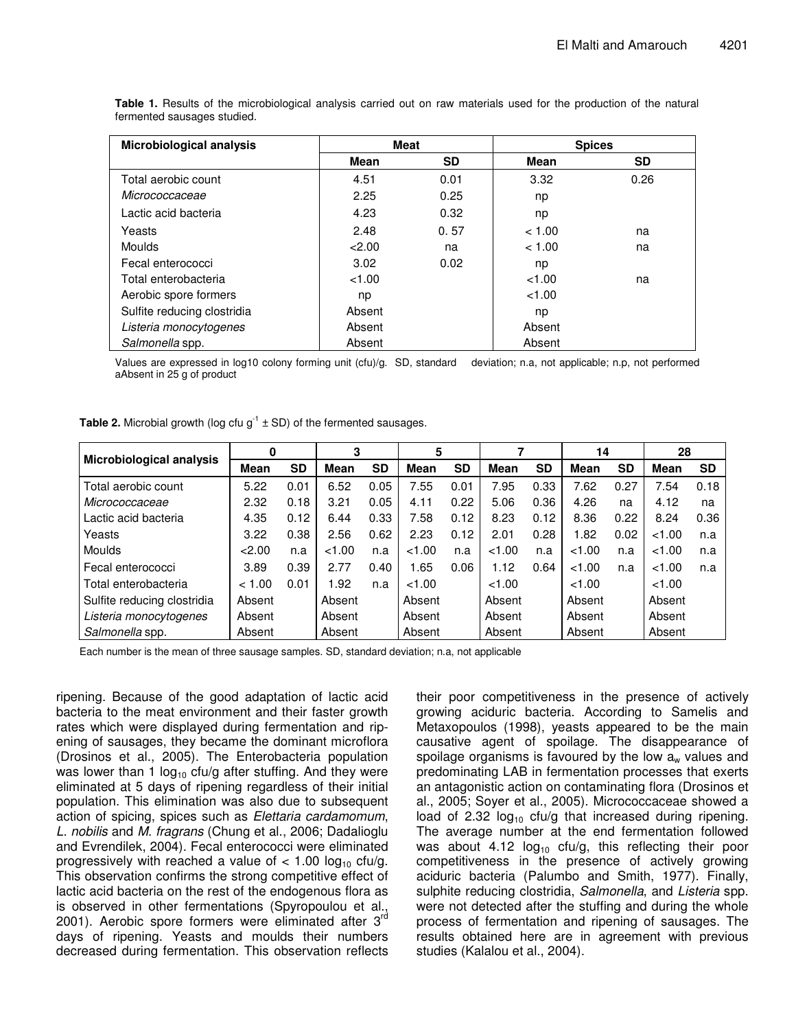**Table 1.** Results of the microbiological analysis carried out on raw materials used for the production of the natural fermented sausages studied.

| Microbiological analysis | Meat | | Spices | |
|---|---|---|---|---|
| | Mean | SD | Mean | SD |
| Total aerobic count | 4.51 | 0.01 | 3.32 | 0.26 |
| *Micrococcaceae* | 2.25 | 0.25 | np | |
| Lactic acid bacteria | 4.23 | 0.32 | np | |
| Yeasts | 2.48 | 0. 57 | < 1.00 | na |
| Moulds | <2.00 | na | < 1.00 | na |
| Fecal enterococci | 3.02 | 0.02 | np | |
| Total enterobacteria | <1.00 | | <1.00 | na |
| Aerobic spore formers | np | | <1.00 | |
| Sulfite reducing clostridia | Absent | | np | |
| *Listeria monocytogenes* | Absent | | Absent | |
| *Salmonella* spp. | Absent | | Absent | |

Values are expressed in log10 colony forming unit (cfu)/g. SD, standard deviation; n.a, not applicable; n.p, not performed
aAbsent in 25 g of product

**Table 2.** Microbial growth (log cfu $g^{-1}$ ± SD) of the fermented sausages.

| Microbiological analysis | 0 | | 3 | | 5 | | 7 | | 14 | | 28 | |
|---|---|---|---|---|---|---|---|---|---|---|---|---|
| | Mean | SD | Mean | SD | Mean | SD | Mean | SD | Mean | SD | Mean | SD |
| Total aerobic count | 5.22 | 0.01 | 6.52 | 0.05 | 7.55 | 0.01 | 7.95 | 0.33 | 7.62 | 0.27 | 7.54 | 0.18 |
| *Micrococcaceae* | 2.32 | 0.18 | 3.21 | 0.05 | 4.11 | 0.22 | 5.06 | 0.36 | 4.26 | na | 4.12 | na |
| Lactic acid bacteria | 4.35 | 0.12 | 6.44 | 0.33 | 7.58 | 0.12 | 8.23 | 0.12 | 8.36 | 0.22 | 8.24 | 0.36 |
| Yeasts | 3.22 | 0.38 | 2.56 | 0.62 | 2.23 | 0.12 | 2.01 | 0.28 | 1.82 | 0.02 | <1.00 | n.a |
| Moulds | <2.00 | n.a | <1.00 | n.a | <1.00 | n.a | <1.00 | n.a | <1.00 | n.a | <1.00 | n.a |
| Fecal enterococci | 3.89 | 0.39 | 2.77 | 0.40 | 1.65 | 0.06 | 1.12 | 0.64 | <1.00 | n.a | <1.00 | n.a |
| Total enterobacteria | < 1.00 | 0.01 | 1.92 | n.a | <1.00 | | <1.00 | | <1.00 | | <1.00 | |
| Sulfite reducing clostridia | Absent | | Absent | | Absent | | Absent | | Absent | | Absent | |
| *Listeria monocytogenes* | Absent | | Absent | | Absent | | Absent | | Absent | | Absent | |
| *Salmonella* spp. | Absent | | Absent | | Absent | | Absent | | Absent | | Absent | |

Each number is the mean of three sausage samples. SD, standard deviation; n.a, not applicable

ripening. Because of the good adaptation of lactic acid bacteria to the meat environment and their faster growth rates which were displayed during fermentation and ripening of sausages, they became the dominant microflora (Drosinos et al., 2005). The Enterobacteria population was lower than 1 $\log_{10}$ cfu/g after stuffing. And they were eliminated at 5 days of ripening regardless of their initial population. This elimination was also due to subsequent action of spicing, spices such as *Elettaria cardamomum*, *L. nobilis* and *M. fragrans* (Chung et al., 2006; Dadalioglu and Evrendilek, 2004). Fecal enterococci were eliminated progressively with reached a value of < 1.00 $\log_{10}$ cfu/g. This observation confirms the strong competitive effect of lactic acid bacteria on the rest of the endogenous flora as is observed in other fermentations (Spyropoulou et al., 2001). Aerobic spore formers were eliminated after 3rd days of ripening. Yeasts and moulds their numbers decreased during fermentation. This observation reflects their poor competitiveness in the presence of actively growing aciduric bacteria. According to Samelis and Metaxopoulos (1998), yeasts appeared to be the main causative agent of spoilage. The disappearance of spoilage organisms is favoured by the low $a_w$ values and predominating LAB in fermentation processes that exerts an antagonistic action on contaminating flora (Drosinos et al., 2005; Soyer et al., 2005). Micrococcaceae showed a load of 2.32 $\log_{10}$ cfu/g that increased during ripening. The average number at the end fermentation followed was about 4.12 $\log_{10}$ cfu/g, this reflecting their poor competitiveness in the presence of actively growing aciduric bacteria (Palumbo and Smith, 1977). Finally, sulphite reducing clostridia, *Salmonella*, and *Listeria* spp. were not detected after the stuffing and during the whole process of fermentation and ripening of sausages. The results obtained here are in agreement with previous studies (Kalalou et al., 2004).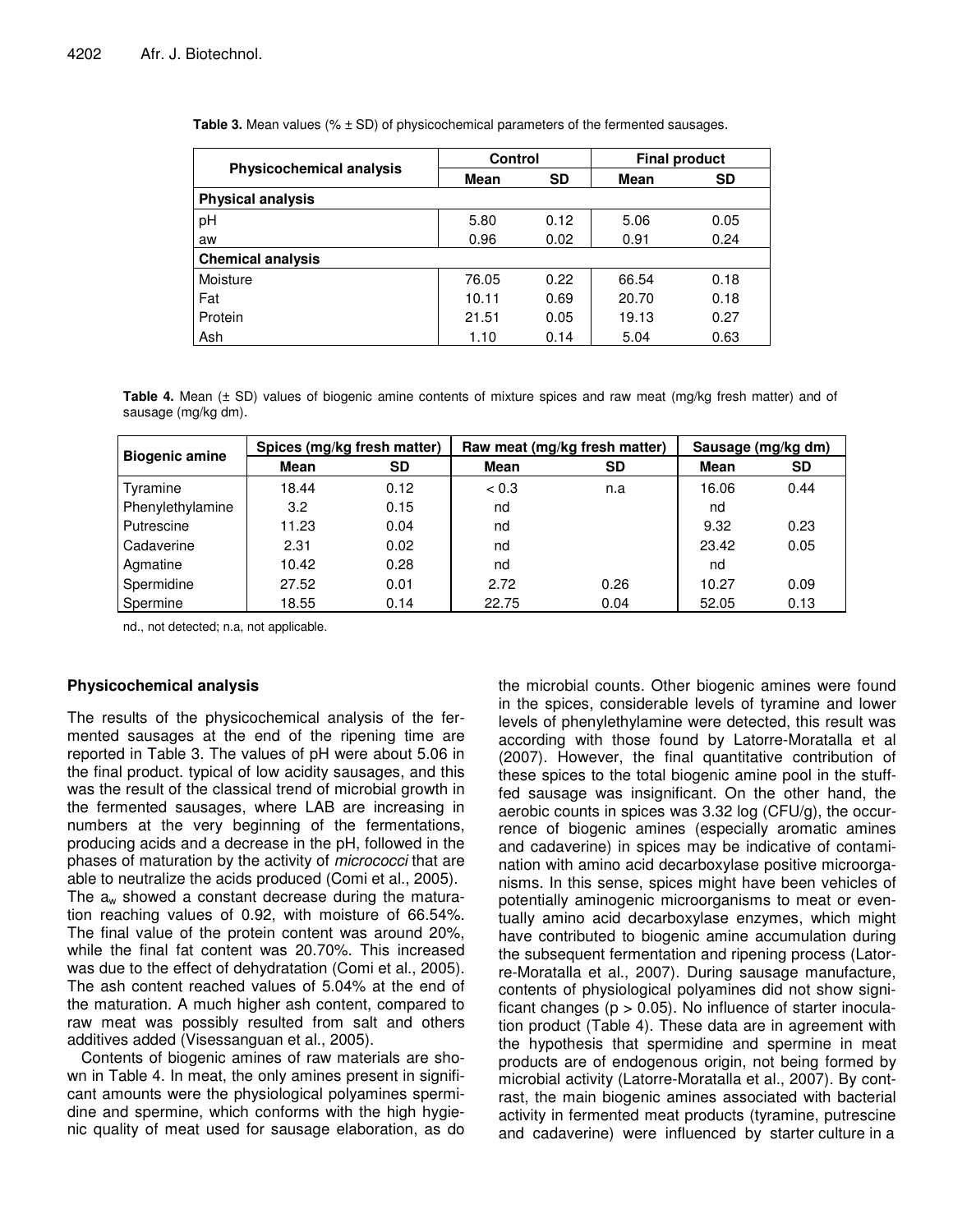**Table 3.** Mean values (% ± SD) of physicochemical parameters of the fermented sausages.

| Physicochemical analysis | Control | | Final product | |
|---|---|---|---|---|
| | Mean | SD | Mean | SD |
| **Physical analysis** | | | | |
| pH | 5.80 | 0.12 | 5.06 | 0.05 |
| aw | 0.96 | 0.02 | 0.91 | 0.24 |
| **Chemical analysis** | | | | |
| Moisture | 76.05 | 0.22 | 66.54 | 0.18 |
| Fat | 10.11 | 0.69 | 20.70 | 0.18 |
| Protein | 21.51 | 0.05 | 19.13 | 0.27 |
| Ash | 1.10 | 0.14 | 5.04 | 0.63 |

**Table 4.** Mean (± SD) values of biogenic amine contents of mixture spices and raw meat (mg/kg fresh matter) and of sausage (mg/kg dm).

| Biogenic amine | Spices (mg/kg fresh matter) | | Raw meat (mg/kg fresh matter) | | Sausage (mg/kg dm) | |
|---|---|---|---|---|---|---|
| | Mean | SD | Mean | SD | Mean | SD |
| Tyramine | 18.44 | 0.12 | < 0.3 | n.a | 16.06 | 0.44 |
| Phenylethylamine | 3.2 | 0.15 | nd | | nd | |
| Putrescine | 11.23 | 0.04 | nd | | 9.32 | 0.23 |
| Cadaverine | 2.31 | 0.02 | nd | | 23.42 | 0.05 |
| Agmatine | 10.42 | 0.28 | nd | | nd | |
| Spermidine | 27.52 | 0.01 | 2.72 | 0.26 | 10.27 | 0.09 |
| Spermine | 18.55 | 0.14 | 22.75 | 0.04 | 52.05 | 0.13 |

nd., not detected; n.a, not applicable.

## Physicochemical analysis

The results of the physicochemical analysis of the fermented sausages at the end of the ripening time are reported in Table 3. The values of pH were about 5.06 in the final product. typical of low acidity sausages, and this was the result of the classical trend of microbial growth in the fermented sausages, where LAB are increasing in numbers at the very beginning of the fermentations, producing acids and a decrease in the pH, followed in the phases of maturation by the activity of *micrococci* that are able to neutralize the acids produced (Comi et al., 2005). The $a_w$ showed a constant decrease during the maturation reaching values of 0.92, with moisture of 66.54%. The final value of the protein content was around 20%, while the final fat content was 20.70%. This increased was due to the effect of dehydratation (Comi et al., 2005). The ash content reached values of 5.04% at the end of the maturation. A much higher ash content, compared to raw meat was possibly resulted from salt and others additives added (Visessanguan et al., 2005).

Contents of biogenic amines of raw materials are shown in Table 4. In meat, the only amines present in significant amounts were the physiological polyamines spermidine and spermine, which conforms with the high hygienic quality of meat used for sausage elaboration, as do the microbial counts. Other biogenic amines were found in the spices, considerable levels of tyramine and lower levels of phenylethylamine were detected, this result was according with those found by Latorre-Moratalla et al (2007). However, the final quantitative contribution of these spices to the total biogenic amine pool in the stuffed sausage was insignificant. On the other hand, the aerobic counts in spices was 3.32 log (CFU/g), the occurrence of biogenic amines (especially aromatic amines and cadaverine) in spices may be indicative of contamination with amino acid decarboxylase positive microorganisms. In this sense, spices might have been vehicles of potentially aminogenic microorganisms to meat or eventually amino acid decarboxylase enzymes, which might have contributed to biogenic amine accumulation during the subsequent fermentation and ripening process (Latorre-Moratalla et al., 2007). During sausage manufacture, contents of physiological polyamines did not show significant changes ($p > 0.05$). No influence of starter inoculation product (Table 4). These data are in agreement with the hypothesis that spermidine and spermine in meat products are of endogenous origin, not being formed by microbial activity (Latorre-Moratalla et al., 2007). By contrast, the main biogenic amines associated with bacterial activity in fermented meat products (tyramine, putrescine and cadaverine) were influenced by starter culture in a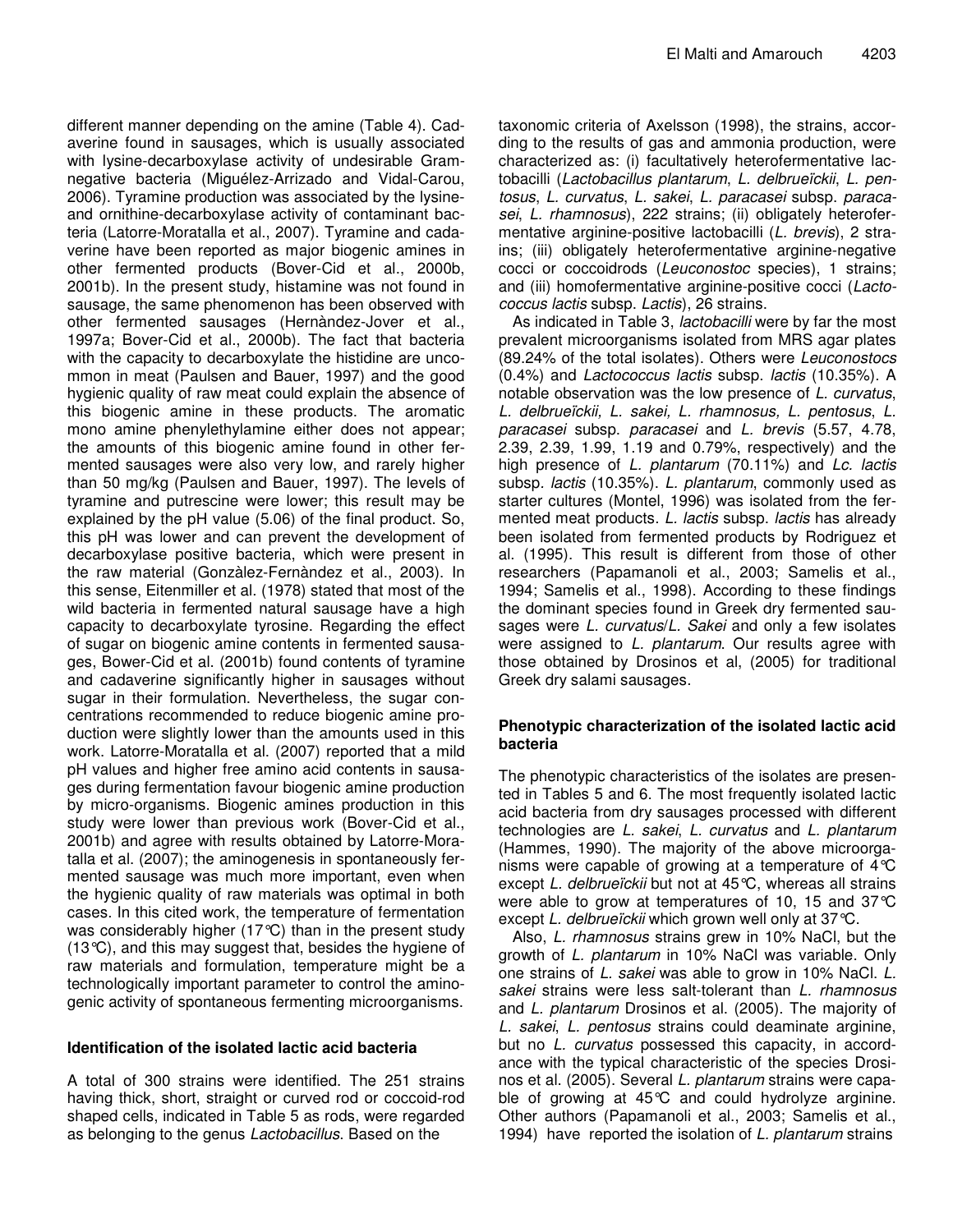different manner depending on the amine (Table 4). Cadaverine found in sausages, which is usually associated with lysine-decarboxylase activity of undesirable Gram-negative bacteria (Miguélez-Arrizado and Vidal-Carou, 2006). Tyramine production was associated by the lysine- and ornithine-decarboxylase activity of contaminant bacteria (Latorre-Moratalla et al., 2007). Tyramine and cadaverine have been reported as major biogenic amines in other fermented products (Bover-Cid et al., 2000b, 2001b). In the present study, histamine was not found in sausage, the same phenomenon has been observed with other fermented sausages (Hernàndez-Jover et al., 1997a; Bover-Cid et al., 2000b). The fact that bacteria with the capacity to decarboxylate the histidine are uncommon in meat (Paulsen and Bauer, 1997) and the good hygienic quality of raw meat could explain the absence of this biogenic amine in these products. The aromatic mono amine phenylethylamine either does not appear; the amounts of this biogenic amine found in other fermented sausages were also very low, and rarely higher than 50 mg/kg (Paulsen and Bauer, 1997). The levels of tyramine and putrescine were lower; this result may be explained by the pH value (5.06) of the final product. So, this pH was lower and can prevent the development of decarboxylase positive bacteria, which were present in the raw material (Gonzàlez-Fernàndez et al., 2003). In this sense, Eitenmiller et al. (1978) stated that most of the wild bacteria in fermented natural sausage have a high capacity to decarboxylate tyrosine. Regarding the effect of sugar on biogenic amine contents in fermented sausages, Bower-Cid et al. (2001b) found contents of tyramine and cadaverine significantly higher in sausages without sugar in their formulation. Nevertheless, the sugar concentrations recommended to reduce biogenic amine production were slightly lower than the amounts used in this work. Latorre-Moratalla et al. (2007) reported that a mild pH values and higher free amino acid contents in sausages during fermentation favour biogenic amine production by micro-organisms. Biogenic amines production in this study were lower than previous work (Bover-Cid et al., 2001b) and agree with results obtained by Latorre-Moratalla et al. (2007); the aminogenesis in spontaneously fermented sausage was much more important, even when the hygienic quality of raw materials was optimal in both cases. In this cited work, the temperature of fermentation was considerably higher (17°C) than in the present study (13°C), and this may suggest that, besides the hygiene of raw materials and formulation, temperature might be a technologically important parameter to control the aminogenic activity of spontaneous fermenting microorganisms.

## Identification of the isolated lactic acid bacteria

A total of 300 strains were identified. The 251 strains having thick, short, straight or curved rod or coccoid-rod shaped cells, indicated in Table 5 as rods, were regarded as belonging to the genus *Lactobacillus*. Based on the taxonomic criteria of Axelsson (1998), the strains, according to the results of gas and ammonia production, were characterized as: (i) facultatively heterofermentative lactobacilli (*Lactobacillus plantarum*, *L. delbrueïckii*, *L. pentosus*, *L. curvatus*, *L. sakei*, *L. paracasei* subsp. *paracasei*, *L. rhamnosus*), 222 strains; (ii) obligately heterofermentative arginine-positive lactobacilli (*L. brevis*), 2 strains; (iii) obligately heterofermentative arginine-negative cocci or coccoidrods (*Leuconostoc* species), 1 strains; and (iii) homofermentative arginine-positive cocci (*Lactococcus lactis* subsp. *Lactis*), 26 strains.

As indicated in Table 3, *lactobacilli* were by far the most prevalent microorganisms isolated from MRS agar plates (89.24% of the total isolates). Others were *Leuconostocs* (0.4%) and *Lactococcus lactis* subsp. *lactis* (10.35%). A notable observation was the low presence of *L. curvatus*, *L. delbrueïckii, L. sakei, L. rhamnosus, L. pentosus*, *L. paracasei* subsp. *paracasei* and *L. brevis* (5.57, 4.78, 2.39, 2.39, 1.99, 1.19 and 0.79%, respectively) and the high presence of *L. plantarum* (70.11%) and *Lc. lactis* subsp. *lactis* (10.35%). *L. plantarum*, commonly used as starter cultures (Montel, 1996) was isolated from the fermented meat products. *L. lactis* subsp. *lactis* has already been isolated from fermented products by Rodriguez et al. (1995). This result is different from those of other researchers (Papamanoli et al., 2003; Samelis et al., 1994; Samelis et al., 1998). According to these findings the dominant species found in Greek dry fermented sausages were *L. curvatus*/*L. Sakei* and only a few isolates were assigned to *L. plantarum*. Our results agree with those obtained by Drosinos et al, (2005) for traditional Greek dry salami sausages.

## Phenotypic characterization of the isolated lactic acid bacteria

The phenotypic characteristics of the isolates are presented in Tables 5 and 6. The most frequently isolated lactic acid bacteria from dry sausages processed with different technologies are *L. sakei*, *L. curvatus* and *L. plantarum* (Hammes, 1990). The majority of the above microorganisms were capable of growing at a temperature of 4°C except *L. delbrueïckii* but not at 45°C, whereas all strains were able to grow at temperatures of 10, 15 and 37°C except *L. delbrueïckii* which grown well only at 37°C.

Also, *L. rhamnosus* strains grew in 10% NaCl, but the growth of *L. plantarum* in 10% NaCl was variable. Only one strains of *L. sakei* was able to grow in 10% NaCl. *L. sakei* strains were less salt-tolerant than *L. rhamnosus* and *L. plantarum* Drosinos et al. (2005). The majority of *L. sakei*, *L. pentosus* strains could deaminate arginine, but no *L. curvatus* possessed this capacity, in accordance with the typical characteristic of the species Drosinos et al. (2005). Several *L. plantarum* strains were capable of growing at 45°C and could hydrolyze arginine. Other authors (Papamanoli et al., 2003; Samelis et al., 1994) have reported the isolation of *L. plantarum* strains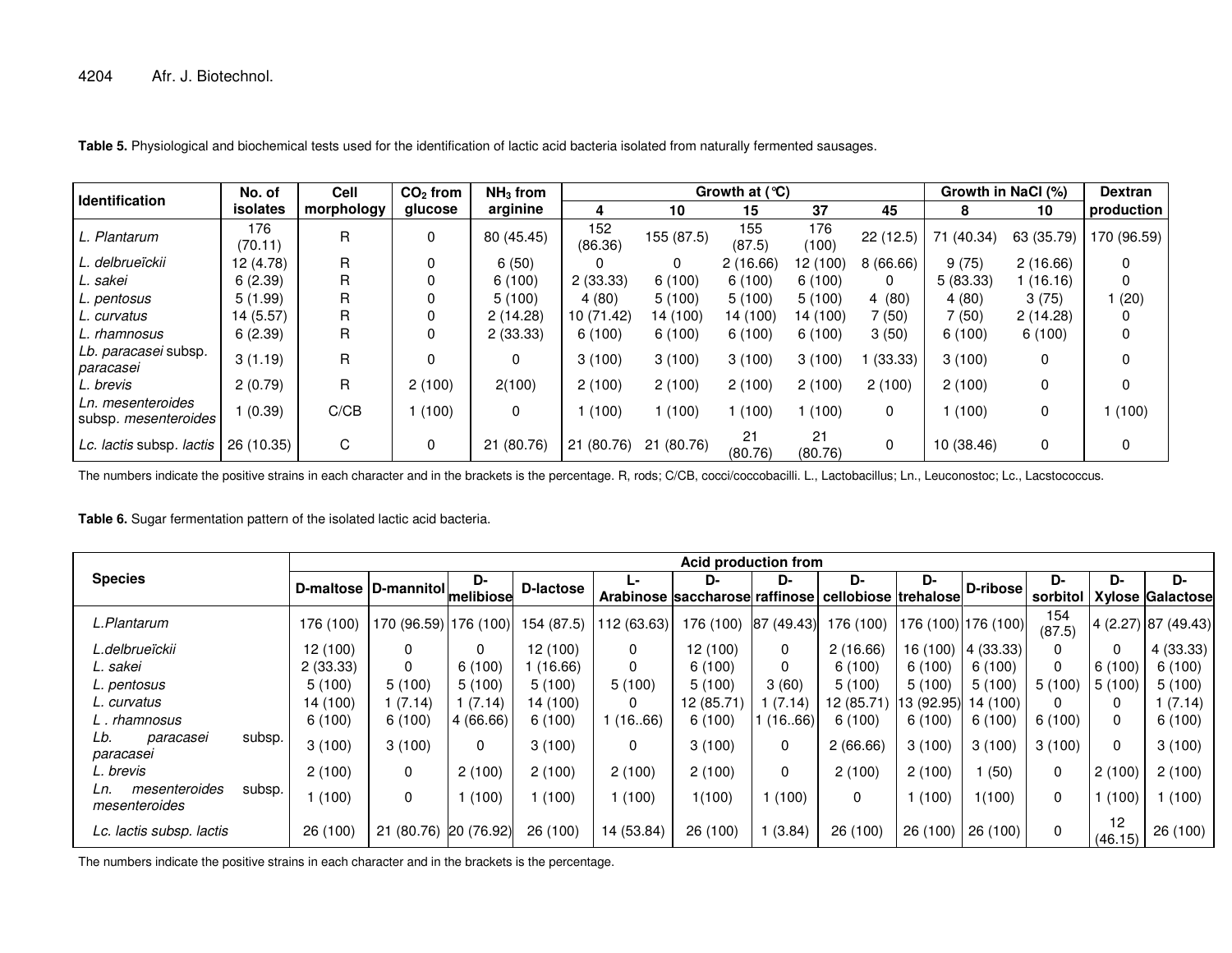**Table 5.** Physiological and biochemical tests used for the identification of lactic acid bacteria isolated from naturally fermented sausages.

| Identification | No. of isolates | Cell morphology | $CO_2$ from glucose | $NH_3$ from arginine | Growth at (°C) | | | | | Growth in NaCl (%) | | Dextran production |
|---|---|---|---|---|---|---|---|---|---|---|---|---|
| | | | | | 4 | 10 | 15 | 37 | 45 | 8 | 10 | |
| *L. Plantarum* | 176 (70.11) | R | 0 | 80 (45.45) | 152 (86.36) | 155 (87.5) | 155 (87.5) | 176 (100) | 22 (12.5) | 71 (40.34) | 63 (35.79) | 170 (96.59) |
| *L. delbrueïckii* | 12 (4.78) | R | 0 | 6 (50) | 0 | 0 | 2 (16.66) | 12 (100) | 8 (66.66) | 9 (75) | 2 (16.66) | 0 |
| *L. sakei* | 6 (2.39) | R | 0 | 6 (100) | 2 (33.33) | 6 (100) | 6 (100) | 6 (100) | 0 | 5 (83.33) | 1 (16.16) | 0 |
| *L. pentosus* | 5 (1.99) | R | 0 | 5 (100) | 4 (80) | 5 (100) | 5 (100) | 5 (100) | 4 (80) | 4 (80) | 3 (75) | 1 (20) |
| *L. curvatus* | 14 (5.57) | R | 0 | 2 (14.28) | 10 (71.42) | 14 (100) | 14 (100) | 14 (100) | 7 (50) | 7 (50) | 2 (14.28) | 0 |
| *L. rhamnosus* | 6 (2.39) | R | 0 | 2 (33.33) | 6 (100) | 6 (100) | 6 (100) | 6 (100) | 3 (50) | 6 (100) | 6 (100) | 0 |
| *Lb. paracasei* subsp. *paracasei* | 3 (1.19) | R | 0 | 0 | 3 (100) | 3 (100) | 3 (100) | 3 (100) | 1 (33.33) | 3 (100) | 0 | 0 |
| *L. brevis* | 2 (0.79) | R | 2 (100) | 2(100) | 2 (100) | 2 (100) | 2 (100) | 2 (100) | 2 (100) | 2 (100) | 0 | 0 |
| *Ln. mesenteroides* subsp. *mesenteroides* | 1 (0.39) | C/CB | 1 (100) | 0 | 1 (100) | 1 (100) | 1 (100) | 1 (100) | 0 | 1 (100) | 0 | 1 (100) |
| *Lc. lactis* subsp. *lactis* | 26 (10.35) | C | 0 | 21 (80.76) | 21 (80.76) | 21 (80.76) | 21 (80.76) | 21 (80.76) | 0 | 10 (38.46) | 0 | 0 |

The numbers indicate the positive strains in each character and in the brackets is the percentage. R, rods; C/CB, cocci/coccobacilli. L., Lactobacillus; Ln., Leuconostoc; Lc., Lacstococcus.

**Table 6.** Sugar fermentation pattern of the isolated lactic acid bacteria.

| Species | Acid production from | | | | | | | | | | | | |
|---|---|---|---|---|---|---|---|---|---|---|---|---|---|
| | D-maltose | D-mannitol | D-melibiose | D-lactose | L-Arabinose | D-saccharose | D-raffinose | D-cellobiose | D-trehalose | D-ribose | D-sorbitol | D-Xylose | D-Galactose |
| *L.Plantarum* | 176 (100) | 170 (96.59) | 176 (100) | 154 (87.5) | 112 (63.63) | 176 (100) | 87 (49.43) | 176 (100) | 176 (100) | 176 (100) | 154 (87.5) | 4 (2.27) | 87 (49.43) |
| *L.delbrueïckii* | 12 (100) | 0 | 0 | 12 (100) | 0 | 12 (100) | 0 | 2 (16.66) | 16 (100) | 4 (33.33) | 0 | 0 | 4 (33.33) |
| *L. sakei* | 2 (33.33) | 0 | 6 (100) | 1 (16.66) | 0 | 6 (100) | 0 | 6 (100) | 6 (100) | 6 (100) | 0 | 6 (100) | 6 (100) |
| *L. pentosus* | 5 (100) | 5 (100) | 5 (100) | 5 (100) | 5 (100) | 5 (100) | 3 (60) | 5 (100) | 5 (100) | 5 (100) | 5 (100) | 5 (100) | 5 (100) |
| *L. curvatus* | 14 (100) | 1 (7.14) | 1 (7.14) | 14 (100) | 0 | 12 (85.71) | 1 (7.14) | 12 (85.71) | 13 (92.95) | 14 (100) | 0 | 0 | 1 (7.14) |
| *L . rhamnosus* | 6 (100) | 6 (100) | 4 (66.66) | 6 (100) | 1 (16..66) | 6 (100) | 1 (16..66) | 6 (100) | 6 (100) | 6 (100) | 6 (100) | 0 | 6 (100) |
| *Lb. paracasei* subsp. *paracasei* | 3 (100) | 3 (100) | 0 | 3 (100) | 0 | 3 (100) | 0 | 2 (66.66) | 3 (100) | 3 (100) | 3 (100) | 0 | 3 (100) |
| *L. brevis* | 2 (100) | 0 | 2 (100) | 2 (100) | 2 (100) | 2 (100) | 0 | 2 (100) | 2 (100) | 1 (50) | 0 | 2 (100) | 2 (100) |
| *Ln. mesenteroides* subsp. *mesenteroides* | 1 (100) | 0 | 1 (100) | 1 (100) | 1 (100) | 1(100) | 1 (100) | 0 | 1 (100) | 1(100) | 0 | 1 (100) | 1 (100) |
| *Lc. lactis subsp. lactis* | 26 (100) | 21 (80.76) | 20 (76.92) | 26 (100) | 14 (53.84) | 26 (100) | 1 (3.84) | 26 (100) | 26 (100) | 26 (100) | 0 | 12 (46.15) | 26 (100) |

The numbers indicate the positive strains in each character and in the brackets is the percentage.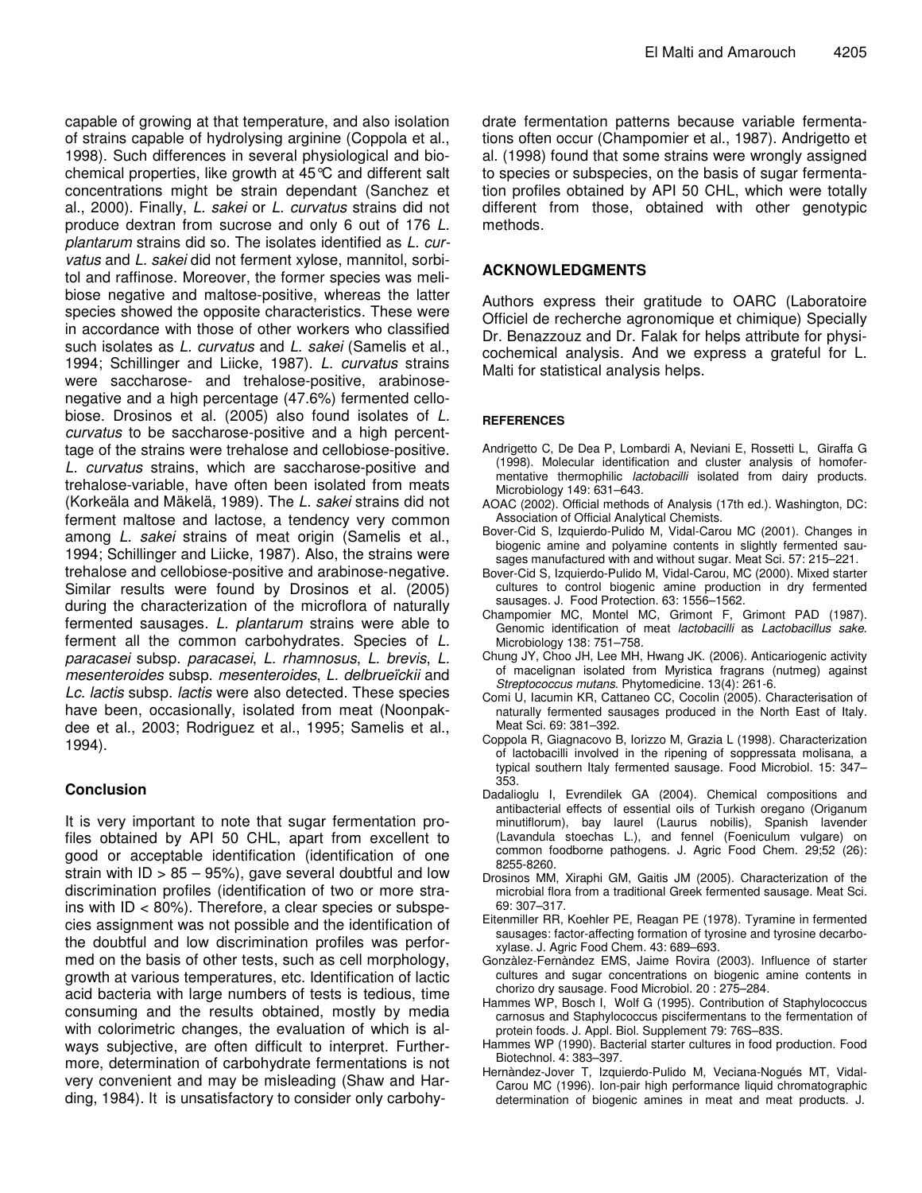capable of growing at that temperature, and also isolation of strains capable of hydrolysing arginine (Coppola et al., 1998). Such differences in several physiological and biochemical properties, like growth at 45°C and different salt concentrations might be strain dependant (Sanchez et al., 2000). Finally, *L. sakei* or *L. curvatus* strains did not produce dextran from sucrose and only 6 out of 176 *L. plantarum* strains did so. The isolates identified as *L. curvatus* and *L. sakei* did not ferment xylose, mannitol, sorbitol and raffinose. Moreover, the former species was melibiose negative and maltose-positive, whereas the latter species showed the opposite characteristics. These were in accordance with those of other workers who classified such isolates as *L. curvatus* and *L. sakei* (Samelis et al., 1994; Schillinger and Liicke, 1987). *L. curvatus* strains were saccharose- and trehalose-positive, arabinose-negative and a high percentage (47.6%) fermented cellobiose. Drosinos et al. (2005) also found isolates of *L. curvatus* to be saccharose-positive and a high percenttage of the strains were trehalose and cellobiose-positive. *L. curvatus* strains, which are saccharose-positive and trehalose-variable, have often been isolated from meats (Korkeäla and Mäkelä, 1989). The *L. sakei* strains did not ferment maltose and lactose, a tendency very common among *L. sakei* strains of meat origin (Samelis et al., 1994; Schillinger and Liicke, 1987). Also, the strains were trehalose and cellobiose-positive and arabinose-negative. Similar results were found by Drosinos et al. (2005) during the characterization of the microflora of naturally fermented sausages. *L. plantarum* strains were able to ferment all the common carbohydrates. Species of *L. paracasei* subsp. *paracasei*, *L. rhamnosus*, *L. brevis*, *L. mesenteroides* subsp. *mesenteroides*, *L. delbrueïckii* and *Lc. lactis* subsp. *lactis* were also detected. These species have been, occasionally, isolated from meat (Noonpakdee et al., 2003; Rodriguez et al., 1995; Samelis et al., 1994).

## Conclusion

It is very important to note that sugar fermentation profiles obtained by API 50 CHL, apart from excellent to good or acceptable identification (identification of one strain with ID > 85 – 95%), gave several doubtful and low discrimination profiles (identification of two or more strains with ID < 80%). Therefore, a clear species or subspecies assignment was not possible and the identification of the doubtful and low discrimination profiles was performed on the basis of other tests, such as cell morphology, growth at various temperatures, etc. Identification of lactic acid bacteria with large numbers of tests is tedious, time consuming and the results obtained, mostly by media with colorimetric changes, the evaluation of which is always subjective, are often difficult to interpret. Furthermore, determination of carbohydrate fermentations is not very convenient and may be misleading (Shaw and Harding, 1984). It is unsatisfactory to consider only carbohydrate fermentation patterns because variable fermentations often occur (Champomier et al., 1987). Andrigetto et al. (1998) found that some strains were wrongly assigned to species or subspecies, on the basis of sugar fermentation profiles obtained by API 50 CHL, which were totally different from those, obtained with other genotypic methods.

## ACKNOWLEDGMENTS

Authors express their gratitude to OARC (Laboratoire Officiel de recherche agronomique et chimique) Specially Dr. Benazzouz and Dr. Falak for helps attribute for physicochemical analysis. And we express a grateful for L. Malti for statistical analysis helps.

## REFERENCES

Andrigetto C, De Dea P, Lombardi A, Neviani E, Rossetti L, Giraffa G (1998). Molecular identification and cluster analysis of homofermentative thermophilic *lactobacilli* isolated from dairy products. Microbiology 149: 631–643.

AOAC (2002). Official methods of Analysis (17th ed.). Washington, DC: Association of Official Analytical Chemists.

Bover-Cid S, Izquierdo-Pulido M, Vidal-Carou MC (2001). Changes in biogenic amine and polyamine contents in slightly fermented sausages manufactured with and without sugar. Meat Sci. 57: 215–221.

Bover-Cid S, Izquierdo-Pulido M, Vidal-Carou, MC (2000). Mixed starter cultures to control biogenic amine production in dry fermented sausages. J. Food Protection. 63: 1556–1562.

Champomier MC, Montel MC, Grimont F, Grimont PAD (1987). Genomic identification of meat *lactobacilli* as *Lactobacillus sake*. Microbiology 138: 751–758.

Chung JY, Choo JH, Lee MH, Hwang JK. (2006). Anticariogenic activity of macelignan isolated from Myristica fragrans (nutmeg) against *Streptococcus mutans*. Phytomedicine. 13(4): 261-6.

Comi U, Iacumin KR, Cattaneo CC, Cocolin (2005). Characterisation of naturally fermented sausages produced in the North East of Italy. Meat Sci. 69: 381–392.

Coppola R, Giagnacovo B, Iorizzo M, Grazia L (1998). Characterization of lactobacilli involved in the ripening of soppressata molisana, a typical southern Italy fermented sausage. Food Microbiol. 15: 347–353.

Dadalioglu I, Evrendilek GA (2004). Chemical compositions and antibacterial effects of essential oils of Turkish oregano (Origanum minutiflorum), bay laurel (Laurus nobilis), Spanish lavender (Lavandula stoechas L.), and fennel (Foeniculum vulgare) on common foodborne pathogens. J. Agric Food Chem. 29;52 (26): 8255-8260.

Drosinos MM, Xiraphi GM, Gaitis JM (2005). Characterization of the microbial flora from a traditional Greek fermented sausage. Meat Sci. 69: 307–317.

Eitenmiller RR, Koehler PE, Reagan PE (1978). Tyramine in fermented sausages: factor-affecting formation of tyrosine and tyrosine decarboxylase. J. Agric Food Chem. 43: 689–693.

Gonzàlez-Fernàndez EMS, Jaime Rovira (2003). Influence of starter cultures and sugar concentrations on biogenic amine contents in chorizo dry sausage. Food Microbiol. 20 : 275–284.

Hammes WP, Bosch I, Wolf G (1995). Contribution of Staphylococcus carnosus and Staphylococcus piscifermentans to the fermentation of protein foods. J. Appl. Biol. Supplement 79: 76S–83S.

Hammes WP (1990). Bacterial starter cultures in food production. Food Biotechnol. 4: 383–397.

Hernàndez-Jover T, Izquierdo-Pulido M, Veciana-Nogués MT, Vidal-Carou MC (1996). Ion-pair high performance liquid chromatographic determination of biogenic amines in meat and meat products. J.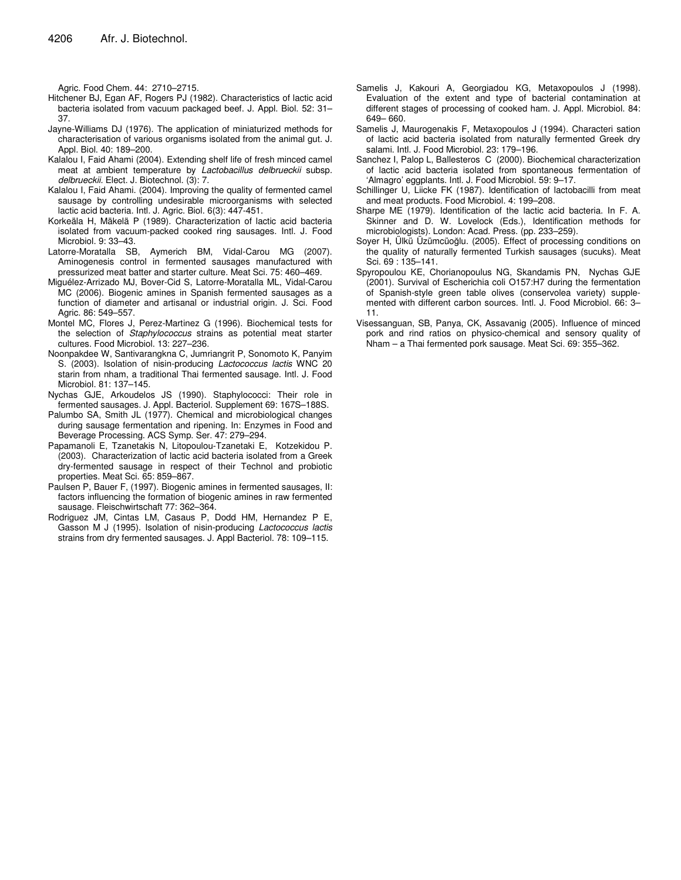Agric. Food Chem. 44: 2710–2715.

Hitchener BJ, Egan AF, Rogers PJ (1982). Characteristics of lactic acid bacteria isolated from vacuum packaged beef. J. Appl. Biol. 52: 31–37.

Jayne-Williams DJ (1976). The application of miniaturized methods for characterisation of various organisms isolated from the animal gut. J. Appl. Biol. 40: 189–200.

Kalalou I, Faid Ahami (2004). Extending shelf life of fresh minced camel meat at ambient temperature by *Lactobacillus delbrueckii* subsp. *delbrueckii.* Elect. J. Biotechnol. (3): 7.

Kalalou I, Faid Ahami. (2004). Improving the quality of fermented camel sausage by controlling undesirable microorganisms with selected lactic acid bacteria. Intl. J. Agric. Biol. 6(3): 447-451.

Korkeäla H, Mäkelä P (1989). Characterization of lactic acid bacteria isolated from vacuum-packed cooked ring sausages. Intl. J. Food Microbiol. 9: 33–43.

Latorre-Moratalla SB, Aymerich BM, Vidal-Carou MG (2007). Aminogenesis control in fermented sausages manufactured with pressurized meat batter and starter culture. Meat Sci. 75: 460–469.

Miguélez-Arrizado MJ, Bover-Cid S, Latorre-Moratalla ML, Vidal-Carou MC (2006). Biogenic amines in Spanish fermented sausages as a function of diameter and artisanal or industrial origin. J. Sci. Food Agric. 86: 549–557.

Montel MC, Flores J, Perez-Martinez G (1996). Biochemical tests for the selection of *Staphylococcus* strains as potential meat starter cultures. Food Microbiol. 13: 227–236.

Noonpakdee W, Santivarangkna C, Jumriangrit P, Sonomoto K, Panyim S. (2003). Isolation of nisin-producing *Lactococcus lactis* WNC 20 starin from nham, a traditional Thai fermented sausage. Intl. J. Food Microbiol. 81: 137–145.

Nychas GJE, Arkoudelos JS (1990). Staphylococci: Their role in fermented sausages. J. Appl. Bacteriol. Supplement 69: 167S–188S.

Palumbo SA, Smith JL (1977). Chemical and microbiological changes during sausage fermentation and ripening. In: Enzymes in Food and Beverage Processing. ACS Symp. Ser. 47: 279–294.

Papamanoli E, Tzanetakis N, Litopoulou-Tzanetaki E, Kotzekidou P. (2003). Characterization of lactic acid bacteria isolated from a Greek dry-fermented sausage in respect of their Technol and probiotic properties. Meat Sci. 65: 859–867.

Paulsen P, Bauer F, (1997). Biogenic amines in fermented sausages, II: factors influencing the formation of biogenic amines in raw fermented sausage. Fleischwirtschaft 77: 362–364.

Rodriguez JM, Cintas LM, Casaus P, Dodd HM, Hernandez P E, Gasson M J (1995). Isolation of nisin-producing *Lactococcus lactis* strains from dry fermented sausages. J. Appl Bacteriol. 78: 109–115.

Samelis J, Kakouri A, Georgiadou KG, Metaxopoulos J (1998). Evaluation of the extent and type of bacterial contamination at different stages of processing of cooked ham. J. Appl. Microbiol. 84: 649– 660.

Samelis J, Maurogenakis F, Metaxopoulos J (1994). Characteri sation of lactic acid bacteria isolated from naturally fermented Greek dry salami. Intl. J. Food Microbiol. 23: 179–196.

Sanchez I, Palop L, Ballesteros C (2000). Biochemical characterization of lactic acid bacteria isolated from spontaneous fermentation of 'Almagro' eggplants. Intl. J. Food Microbiol. 59: 9–17.

Schillinger U, Liicke FK (1987). Identification of lactobacilli from meat and meat products. Food Microbiol. 4: 199–208.

Sharpe ME (1979). Identification of the lactic acid bacteria. In F. A. Skinner and D. W. Lovelock (Eds.), Identification methods for microbiologists). London: Acad. Press. (pp. 233–259).

Soyer H, Ülkü Üzümcüoğlu. (2005). Effect of processing conditions on the quality of naturally fermented Turkish sausages (sucuks). Meat Sci. 69 : 135–141.

Spyropoulou KE, Chorianopoulus NG, Skandamis PN, Nychas GJE (2001). Survival of Escherichia coli O157:H7 during the fermentation of Spanish-style green table olives (conservolea variety) supplemented with different carbon sources. Intl. J. Food Microbiol. 66: 3–11.

Visessanguan, SB, Panya, CK, Assavanig (2005). Influence of minced pork and rind ratios on physico-chemical and sensory quality of Nham – a Thai fermented pork sausage. Meat Sci. 69: 355–362.